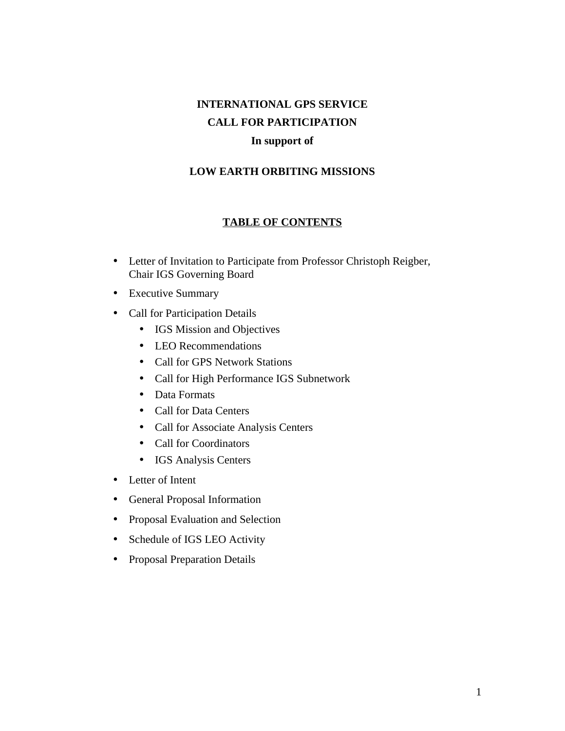# INTERNATIONAL GPS SERVICE

## CALL FOR PARTICIPATION

### In support of

## LOW EARTH ORBITING MISSIONS

## TABLE OF CONTENTS

- Letter of Invitation to Participate from Professor Christoph Reigber, Chair IGS Governing Board
- Executive Summary
- Call for Participation Details
  - IGS Mission and Objectives
  - LEO Recommendations
  - Call for GPS Network Stations
  - Call for High Performance IGS Subnetwork
  - Data Formats
  - Call for Data Centers
  - Call for Associate Analysis Centers
  - Call for Coordinators
  - IGS Analysis Centers
- Letter of Intent
- General Proposal Information
- Proposal Evaluation and Selection
- Schedule of IGS LEO Activity
- Proposal Preparation Details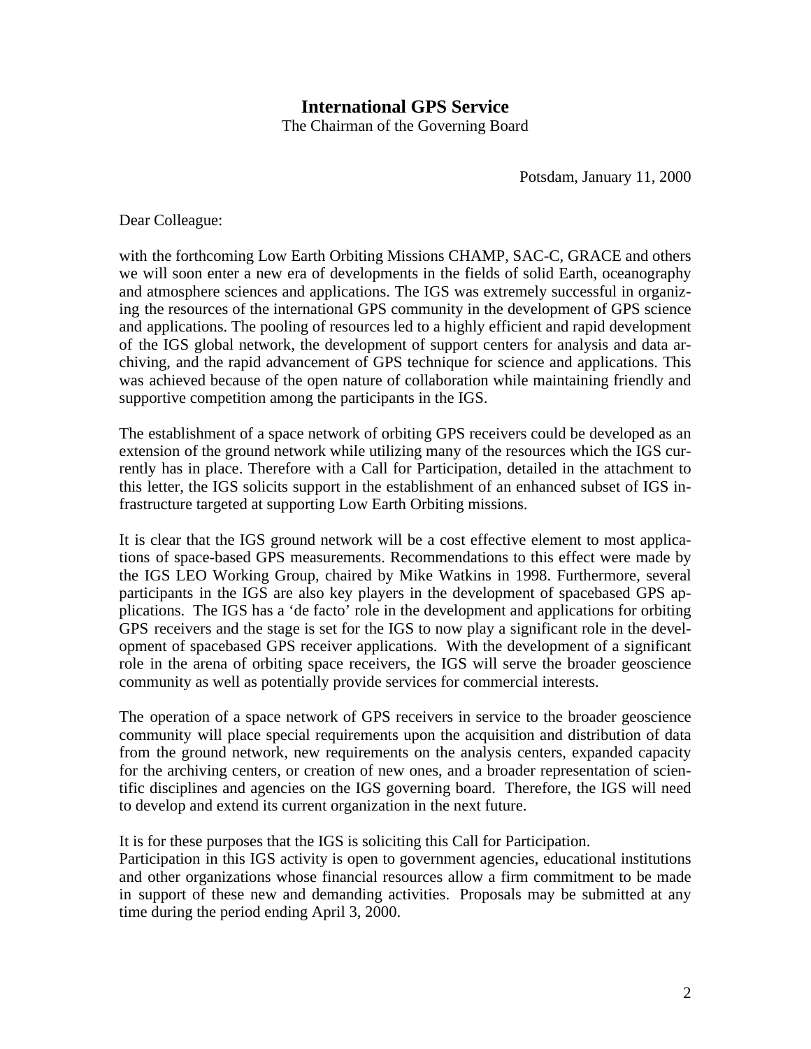# International GPS Service

The Chairman of the Governing Board

Potsdam, January 11, 2000

Dear Colleague:

with the forthcoming Low Earth Orbiting Missions CHAMP, SAC-C, GRACE and others we will soon enter a new era of developments in the fields of solid Earth, oceanography and atmosphere sciences and applications. The IGS was extremely successful in organizing the resources of the international GPS community in the development of GPS science and applications. The pooling of resources led to a highly efficient and rapid development of the IGS global network, the development of support centers for analysis and data archiving, and the rapid advancement of GPS technique for science and applications. This was achieved because of the open nature of collaboration while maintaining friendly and supportive competition among the participants in the IGS.

The establishment of a space network of orbiting GPS receivers could be developed as an extension of the ground network while utilizing many of the resources which the IGS currently has in place. Therefore with a Call for Participation, detailed in the attachment to this letter, the IGS solicits support in the establishment of an enhanced subset of IGS infrastructure targeted at supporting Low Earth Orbiting missions.

It is clear that the IGS ground network will be a cost effective element to most applications of space-based GPS measurements. Recommendations to this effect were made by the IGS LEO Working Group, chaired by Mike Watkins in 1998. Furthermore, several participants in the IGS are also key players in the development of spacebased GPS applications. The IGS has a 'de facto' role in the development and applications for orbiting GPS receivers and the stage is set for the IGS to now play a significant role in the development of spacebased GPS receiver applications. With the development of a significant role in the arena of orbiting space receivers, the IGS will serve the broader geoscience community as well as potentially provide services for commercial interests.

The operation of a space network of GPS receivers in service to the broader geoscience community will place special requirements upon the acquisition and distribution of data from the ground network, new requirements on the analysis centers, expanded capacity for the archiving centers, or creation of new ones, and a broader representation of scientific disciplines and agencies on the IGS governing board. Therefore, the IGS will need to develop and extend its current organization in the next future.

It is for these purposes that the IGS is soliciting this Call for Participation.
Participation in this IGS activity is open to government agencies, educational institutions and other organizations whose financial resources allow a firm commitment to be made in support of these new and demanding activities. Proposals may be submitted at any time during the period ending April 3, 2000.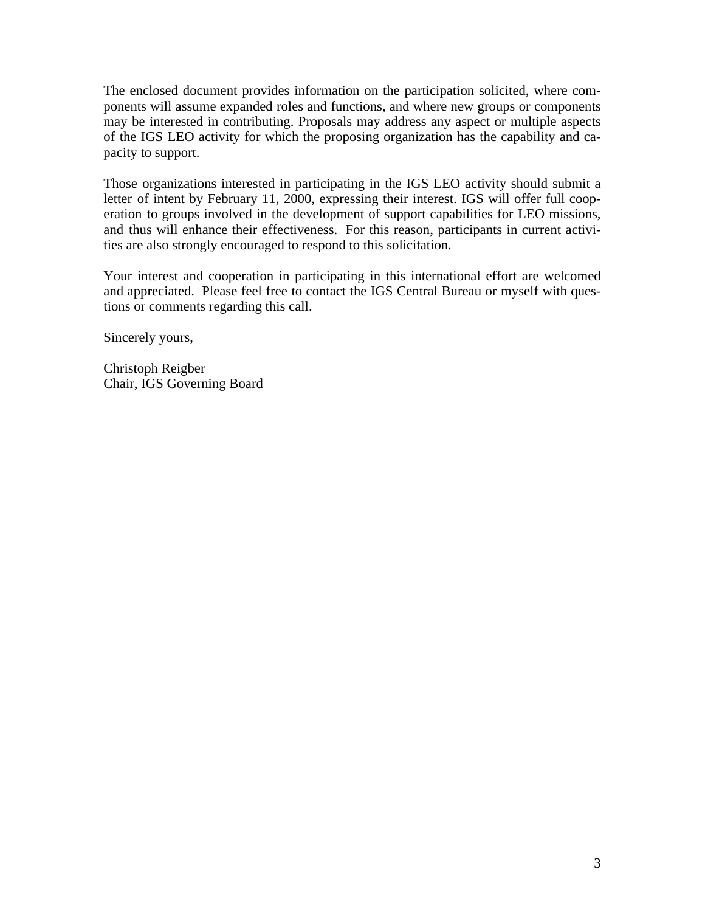The enclosed document provides information on the participation solicited, where components will assume expanded roles and functions, and where new groups or components may be interested in contributing. Proposals may address any aspect or multiple aspects of the IGS LEO activity for which the proposing organization has the capability and capacity to support.

Those organizations interested in participating in the IGS LEO activity should submit a letter of intent by February 11, 2000, expressing their interest. IGS will offer full cooperation to groups involved in the development of support capabilities for LEO missions, and thus will enhance their effectiveness. For this reason, participants in current activities are also strongly encouraged to respond to this solicitation.

Your interest and cooperation in participating in this international effort are welcomed and appreciated. Please feel free to contact the IGS Central Bureau or myself with questions or comments regarding this call.

Sincerely yours,

Christoph Reigber
Chair, IGS Governing Board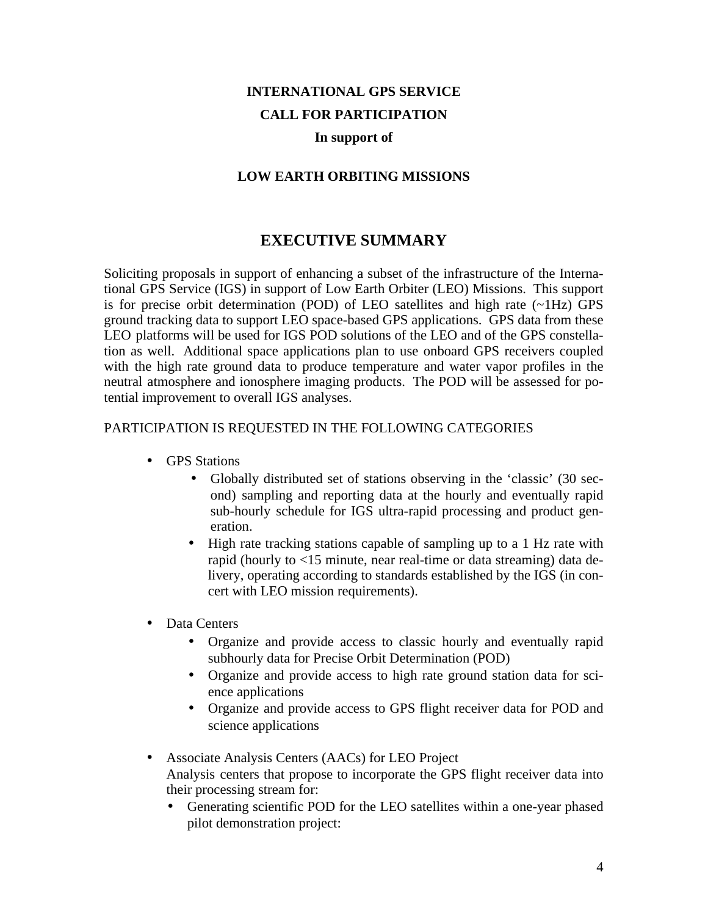**INTERNATIONAL GPS SERVICE**

**CALL FOR PARTICIPATION**

**In support of**

**LOW EARTH ORBITING MISSIONS**

# EXECUTIVE SUMMARY

Soliciting proposals in support of enhancing a subset of the infrastructure of the International GPS Service (IGS) in support of Low Earth Orbiter (LEO) Missions. This support is for precise orbit determination (POD) of LEO satellites and high rate (~1Hz) GPS ground tracking data to support LEO space-based GPS applications. GPS data from these LEO platforms will be used for IGS POD solutions of the LEO and of the GPS constellation as well. Additional space applications plan to use onboard GPS receivers coupled with the high rate ground data to produce temperature and water vapor profiles in the neutral atmosphere and ionosphere imaging products. The POD will be assessed for potential improvement to overall IGS analyses.

PARTICIPATION IS REQUESTED IN THE FOLLOWING CATEGORIES

- GPS Stations
  - Globally distributed set of stations observing in the 'classic' (30 second) sampling and reporting data at the hourly and eventually rapid sub-hourly schedule for IGS ultra-rapid processing and product generation.
  - High rate tracking stations capable of sampling up to a 1 Hz rate with rapid (hourly to <15 minute, near real-time or data streaming) data delivery, operating according to standards established by the IGS (in concert with LEO mission requirements).

- Data Centers
  - Organize and provide access to classic hourly and eventually rapid subhourly data for Precise Orbit Determination (POD)
  - Organize and provide access to high rate ground station data for science applications
  - Organize and provide access to GPS flight receiver data for POD and science applications

- Associate Analysis Centers (AACs) for LEO Project
  Analysis centers that propose to incorporate the GPS flight receiver data into their processing stream for:
  - Generating scientific POD for the LEO satellites within a one-year phased pilot demonstration project: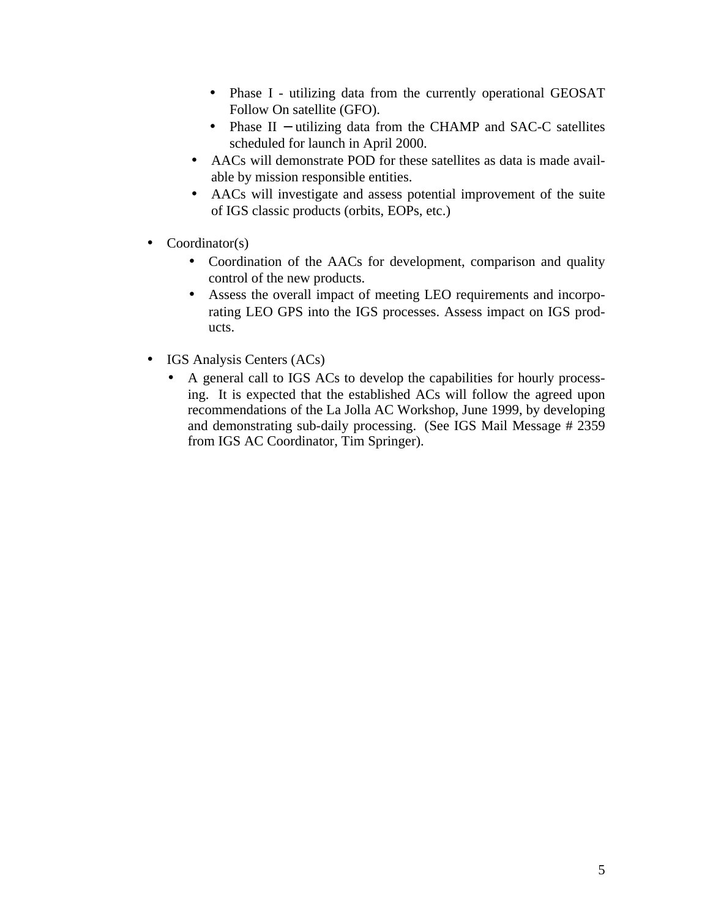- Phase I - utilizing data from the currently operational GEOSAT Follow On satellite (GFO).
    - Phase II – utilizing data from the CHAMP and SAC-C satellites scheduled for launch in April 2000.
  - AACs will demonstrate POD for these satellites as data is made available by mission responsible entities.
  - AACs will investigate and assess potential improvement of the suite of IGS classic products (orbits, EOPs, etc.)

- Coordinator(s)
  - Coordination of the AACs for development, comparison and quality control of the new products.
  - Assess the overall impact of meeting LEO requirements and incorporating LEO GPS into the IGS processes. Assess impact on IGS products.

- IGS Analysis Centers (ACs)
  - A general call to IGS ACs to develop the capabilities for hourly processing. It is expected that the established ACs will follow the agreed upon recommendations of the La Jolla AC Workshop, June 1999, by developing and demonstrating sub-daily processing. (See IGS Mail Message # 2359 from IGS AC Coordinator, Tim Springer).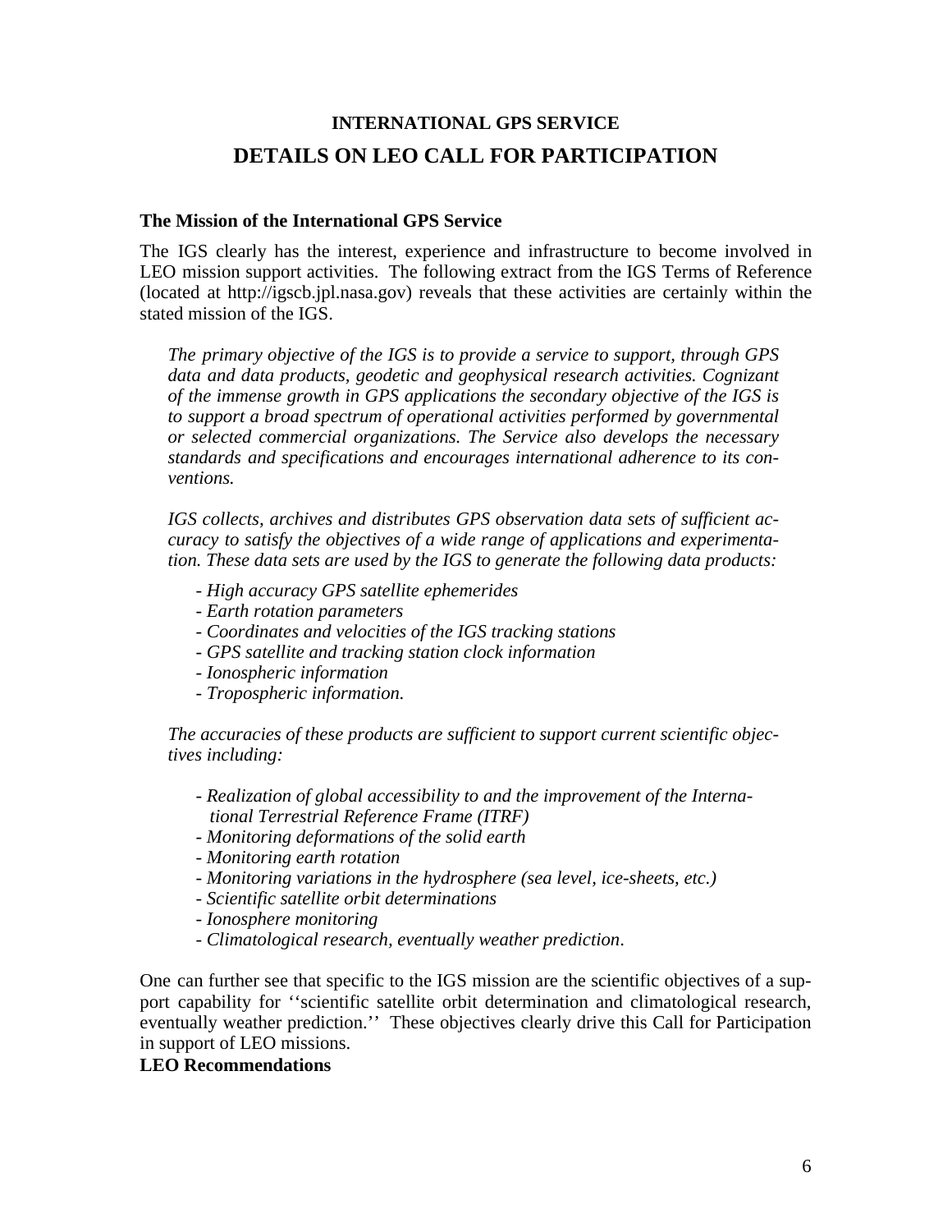# INTERNATIONAL GPS SERVICE

## DETAILS ON LEO CALL FOR PARTICIPATION

### The Mission of the International GPS Service

The IGS clearly has the interest, experience and infrastructure to become involved in LEO mission support activities. The following extract from the IGS Terms of Reference (located at http://igscb.jpl.nasa.gov) reveals that these activities are certainly within the stated mission of the IGS.

> *The primary objective of the IGS is to provide a service to support, through GPS data and data products, geodetic and geophysical research activities. Cognizant of the immense growth in GPS applications the secondary objective of the IGS is to support a broad spectrum of operational activities performed by governmental or selected commercial organizations. The Service also develops the necessary standards and specifications and encourages international adherence to its conventions.*
>
> *IGS collects, archives and distributes GPS observation data sets of sufficient accuracy to satisfy the objectives of a wide range of applications and experimentation. These data sets are used by the IGS to generate the following data products:*
>
> - *High accuracy GPS satellite ephemerides*
> - *Earth rotation parameters*
> - *Coordinates and velocities of the IGS tracking stations*
> - *GPS satellite and tracking station clock information*
> - *Ionospheric information*
> - *Tropospheric information.*
>
> *The accuracies of these products are sufficient to support current scientific objectives including:*
>
> - *Realization of global accessibility to and the improvement of the International Terrestrial Reference Frame (ITRF)*
> - *Monitoring deformations of the solid earth*
> - *Monitoring earth rotation*
> - *Monitoring variations in the hydrosphere (sea level, ice-sheets, etc.)*
> - *Scientific satellite orbit determinations*
> - *Ionosphere monitoring*
> - *Climatological research, eventually weather prediction.*

One can further see that specific to the IGS mission are the scientific objectives of a support capability for ''scientific satellite orbit determination and climatological research, eventually weather prediction.'' These objectives clearly drive this Call for Participation in support of LEO missions.

### LEO Recommendations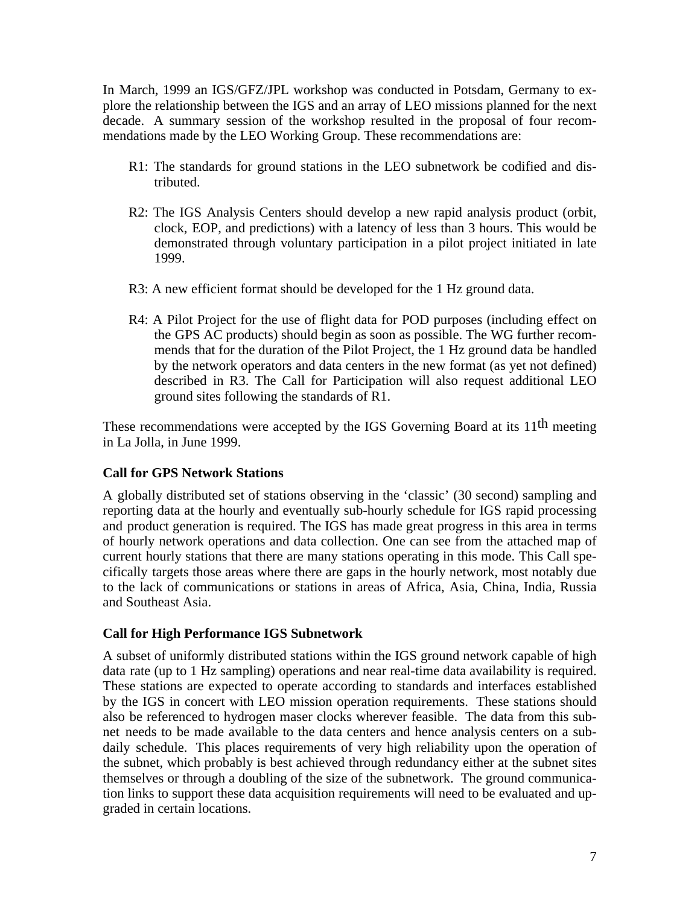In March, 1999 an IGS/GFZ/JPL workshop was conducted in Potsdam, Germany to explore the relationship between the IGS and an array of LEO missions planned for the next decade. A summary session of the workshop resulted in the proposal of four recommendations made by the LEO Working Group. These recommendations are:

R1: The standards for ground stations in the LEO subnetwork be codified and distributed.

R2: The IGS Analysis Centers should develop a new rapid analysis product (orbit, clock, EOP, and predictions) with a latency of less than 3 hours. This would be demonstrated through voluntary participation in a pilot project initiated in late 1999.

R3: A new efficient format should be developed for the 1 Hz ground data.

R4: A Pilot Project for the use of flight data for POD purposes (including effect on the GPS AC products) should begin as soon as possible. The WG further recommends that for the duration of the Pilot Project, the 1 Hz ground data be handled by the network operators and data centers in the new format (as yet not defined) described in R3. The Call for Participation will also request additional LEO ground sites following the standards of R1.

These recommendations were accepted by the IGS Governing Board at its 11th meeting in La Jolla, in June 1999.

**Call for GPS Network Stations**

A globally distributed set of stations observing in the 'classic' (30 second) sampling and reporting data at the hourly and eventually sub-hourly schedule for IGS rapid processing and product generation is required. The IGS has made great progress in this area in terms of hourly network operations and data collection. One can see from the attached map of current hourly stations that there are many stations operating in this mode. This Call specifically targets those areas where there are gaps in the hourly network, most notably due to the lack of communications or stations in areas of Africa, Asia, China, India, Russia and Southeast Asia.

**Call for High Performance IGS Subnetwork**

A subset of uniformly distributed stations within the IGS ground network capable of high data rate (up to 1 Hz sampling) operations and near real-time data availability is required. These stations are expected to operate according to standards and interfaces established by the IGS in concert with LEO mission operation requirements. These stations should also be referenced to hydrogen maser clocks wherever feasible. The data from this subnet needs to be made available to the data centers and hence analysis centers on a sub-daily schedule. This places requirements of very high reliability upon the operation of the subnet, which probably is best achieved through redundancy either at the subnet sites themselves or through a doubling of the size of the subnetwork. The ground communication links to support these data acquisition requirements will need to be evaluated and upgraded in certain locations.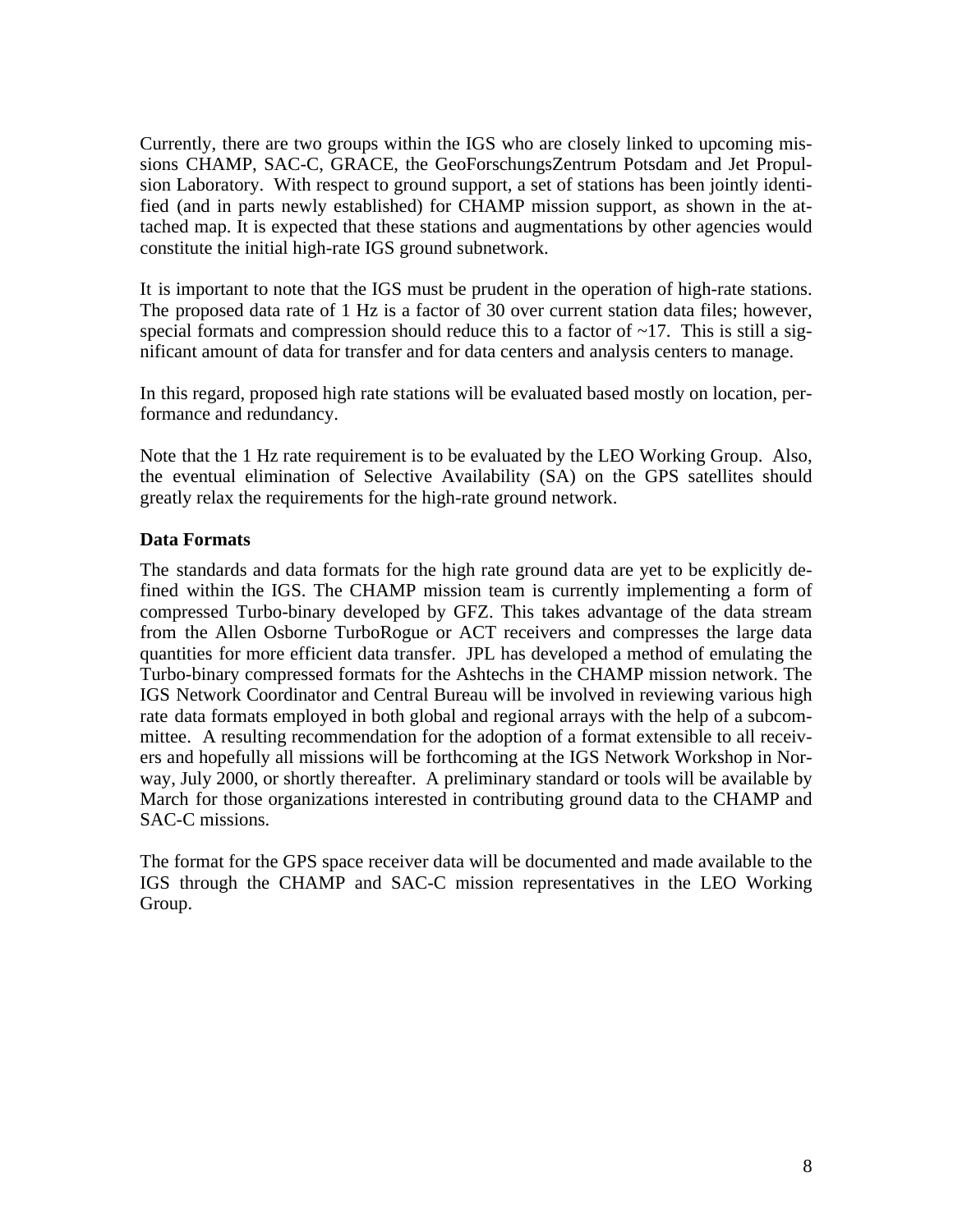Currently, there are two groups within the IGS who are closely linked to upcoming missions CHAMP, SAC-C, GRACE, the GeoForschungsZentrum Potsdam and Jet Propulsion Laboratory. With respect to ground support, a set of stations has been jointly identified (and in parts newly established) for CHAMP mission support, as shown in the attached map. It is expected that these stations and augmentations by other agencies would constitute the initial high-rate IGS ground subnetwork.

It is important to note that the IGS must be prudent in the operation of high-rate stations. The proposed data rate of 1 Hz is a factor of 30 over current station data files; however, special formats and compression should reduce this to a factor of ~17. This is still a significant amount of data for transfer and for data centers and analysis centers to manage.

In this regard, proposed high rate stations will be evaluated based mostly on location, performance and redundancy.

Note that the 1 Hz rate requirement is to be evaluated by the LEO Working Group. Also, the eventual elimination of Selective Availability (SA) on the GPS satellites should greatly relax the requirements for the high-rate ground network.

**Data Formats**

The standards and data formats for the high rate ground data are yet to be explicitly defined within the IGS. The CHAMP mission team is currently implementing a form of compressed Turbo-binary developed by GFZ. This takes advantage of the data stream from the Allen Osborne TurboRogue or ACT receivers and compresses the large data quantities for more efficient data transfer. JPL has developed a method of emulating the Turbo-binary compressed formats for the Ashtechs in the CHAMP mission network. The IGS Network Coordinator and Central Bureau will be involved in reviewing various high rate data formats employed in both global and regional arrays with the help of a subcommittee. A resulting recommendation for the adoption of a format extensible to all receivers and hopefully all missions will be forthcoming at the IGS Network Workshop in Norway, July 2000, or shortly thereafter. A preliminary standard or tools will be available by March for those organizations interested in contributing ground data to the CHAMP and SAC-C missions.

The format for the GPS space receiver data will be documented and made available to the IGS through the CHAMP and SAC-C mission representatives in the LEO Working Group.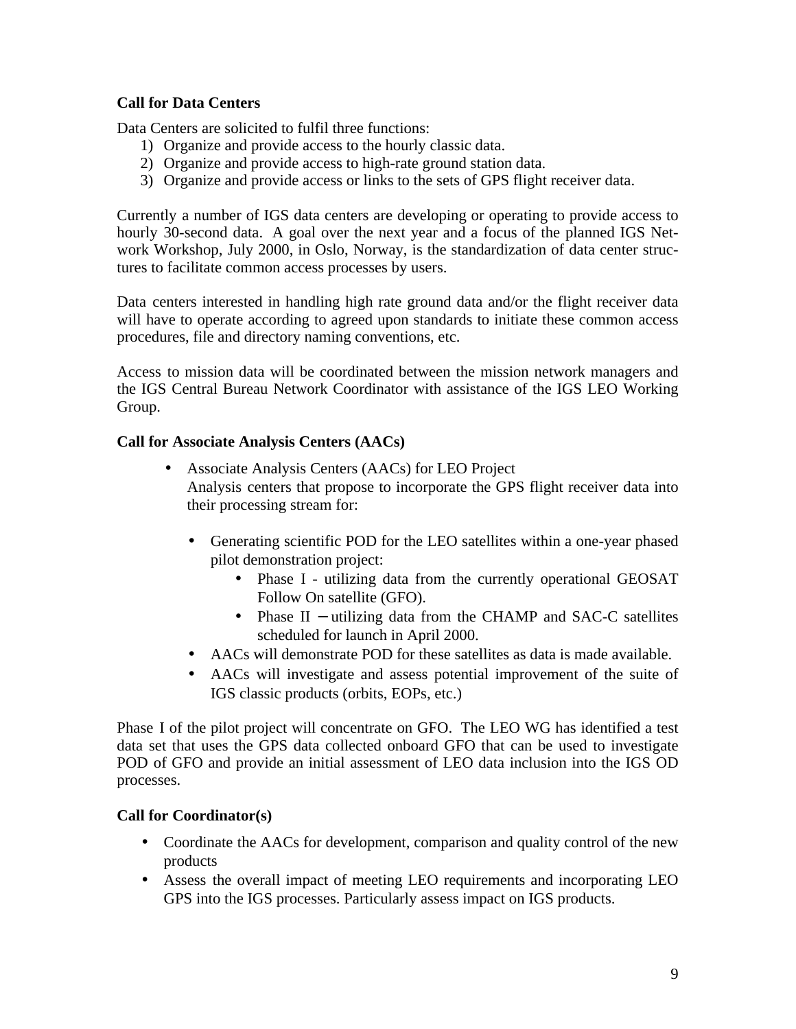**Call for Data Centers**

Data Centers are solicited to fulfil three functions:

1) Organize and provide access to the hourly classic data.
2) Organize and provide access to high-rate ground station data.
3) Organize and provide access or links to the sets of GPS flight receiver data.

Currently a number of IGS data centers are developing or operating to provide access to hourly 30-second data. A goal over the next year and a focus of the planned IGS Network Workshop, July 2000, in Oslo, Norway, is the standardization of data center structures to facilitate common access processes by users.

Data centers interested in handling high rate ground data and/or the flight receiver data will have to operate according to agreed upon standards to initiate these common access procedures, file and directory naming conventions, etc.

Access to mission data will be coordinated between the mission network managers and the IGS Central Bureau Network Coordinator with assistance of the IGS LEO Working Group.

**Call for Associate Analysis Centers (AACs)**

- Associate Analysis Centers (AACs) for LEO Project
  Analysis centers that propose to incorporate the GPS flight receiver data into their processing stream for:

  - Generating scientific POD for the LEO satellites within a one-year phased pilot demonstration project:
    - Phase I - utilizing data from the currently operational GEOSAT Follow On satellite (GFO).
    - Phase II – utilizing data from the CHAMP and SAC-C satellites scheduled for launch in April 2000.
  - AACs will demonstrate POD for these satellites as data is made available.
  - AACs will investigate and assess potential improvement of the suite of IGS classic products (orbits, EOPs, etc.)

Phase I of the pilot project will concentrate on GFO. The LEO WG has identified a test data set that uses the GPS data collected onboard GFO that can be used to investigate POD of GFO and provide an initial assessment of LEO data inclusion into the IGS OD processes.

**Call for Coordinator(s)**

- Coordinate the AACs for development, comparison and quality control of the new products
- Assess the overall impact of meeting LEO requirements and incorporating LEO GPS into the IGS processes. Particularly assess impact on IGS products.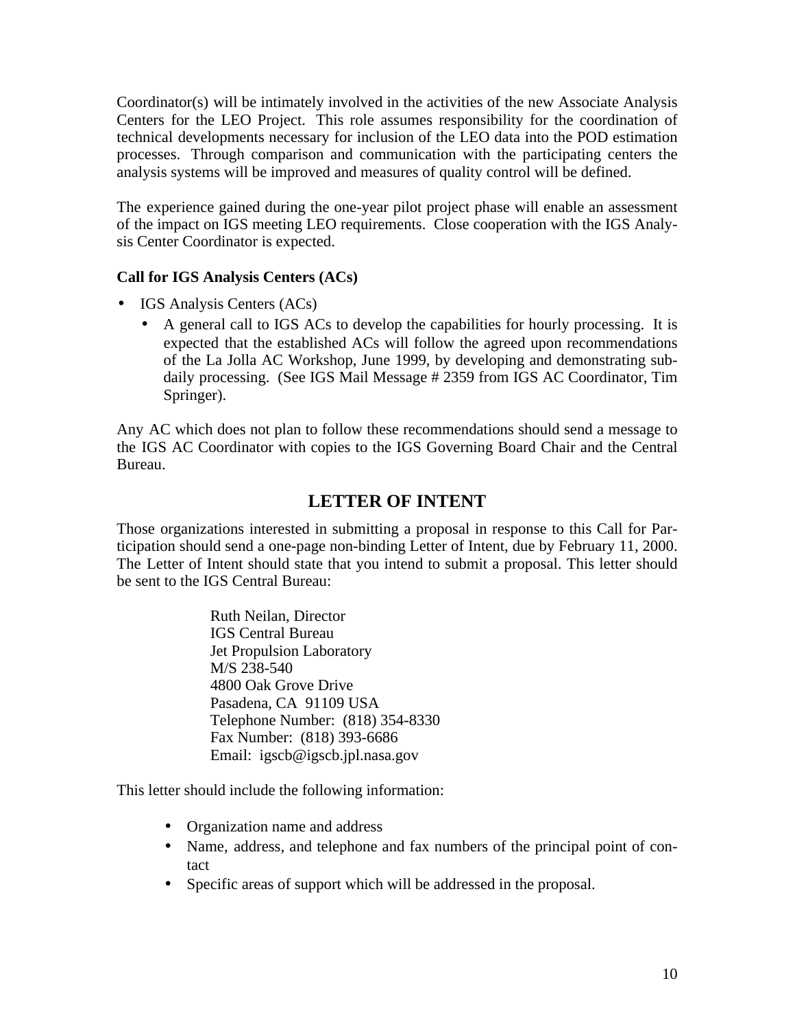Coordinator(s) will be intimately involved in the activities of the new Associate Analysis Centers for the LEO Project. This role assumes responsibility for the coordination of technical developments necessary for inclusion of the LEO data into the POD estimation processes. Through comparison and communication with the participating centers the analysis systems will be improved and measures of quality control will be defined.

The experience gained during the one-year pilot project phase will enable an assessment of the impact on IGS meeting LEO requirements. Close cooperation with the IGS Analysis Center Coordinator is expected.

**Call for IGS Analysis Centers (ACs)**

- IGS Analysis Centers (ACs)
  - A general call to IGS ACs to develop the capabilities for hourly processing. It is expected that the established ACs will follow the agreed upon recommendations of the La Jolla AC Workshop, June 1999, by developing and demonstrating sub-daily processing. (See IGS Mail Message # 2359 from IGS AC Coordinator, Tim Springer).

Any AC which does not plan to follow these recommendations should send a message to the IGS AC Coordinator with copies to the IGS Governing Board Chair and the Central Bureau.

## LETTER OF INTENT

Those organizations interested in submitting a proposal in response to this Call for Participation should send a one-page non-binding Letter of Intent, due by February 11, 2000. The Letter of Intent should state that you intend to submit a proposal. This letter should be sent to the IGS Central Bureau:

Ruth Neilan, Director
IGS Central Bureau
Jet Propulsion Laboratory
M/S 238-540
4800 Oak Grove Drive
Pasadena, CA 91109 USA
Telephone Number: (818) 354-8330
Fax Number: (818) 393-6686
Email: igscb@igscb.jpl.nasa.gov

This letter should include the following information:

- Organization name and address
- Name, address, and telephone and fax numbers of the principal point of contact
- Specific areas of support which will be addressed in the proposal.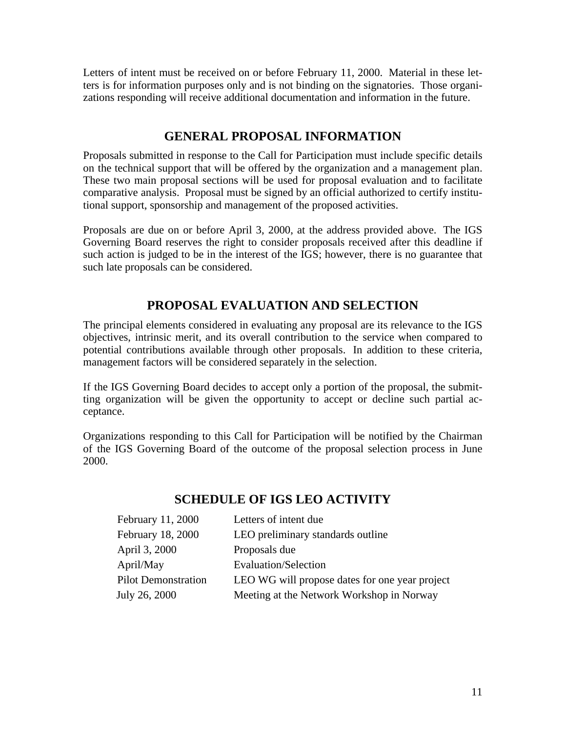Letters of intent must be received on or before February 11, 2000. Material in these letters is for information purposes only and is not binding on the signatories. Those organizations responding will receive additional documentation and information in the future.

## GENERAL PROPOSAL INFORMATION

Proposals submitted in response to the Call for Participation must include specific details on the technical support that will be offered by the organization and a management plan. These two main proposal sections will be used for proposal evaluation and to facilitate comparative analysis. Proposal must be signed by an official authorized to certify institutional support, sponsorship and management of the proposed activities.

Proposals are due on or before April 3, 2000, at the address provided above. The IGS Governing Board reserves the right to consider proposals received after this deadline if such action is judged to be in the interest of the IGS; however, there is no guarantee that such late proposals can be considered.

## PROPOSAL EVALUATION AND SELECTION

The principal elements considered in evaluating any proposal are its relevance to the IGS objectives, intrinsic merit, and its overall contribution to the service when compared to potential contributions available through other proposals. In addition to these criteria, management factors will be considered separately in the selection.

If the IGS Governing Board decides to accept only a portion of the proposal, the submitting organization will be given the opportunity to accept or decline such partial acceptance.

Organizations responding to this Call for Participation will be notified by the Chairman of the IGS Governing Board of the outcome of the proposal selection process in June 2000.

## SCHEDULE OF IGS LEO ACTIVITY

| | |
|---|---|
| February 11, 2000 | Letters of intent due |
| February 18, 2000 | LEO preliminary standards outline |
| April 3, 2000 | Proposals due |
| April/May | Evaluation/Selection |
| Pilot Demonstration | LEO WG will propose dates for one year project |
| July 26, 2000 | Meeting at the Network Workshop in Norway |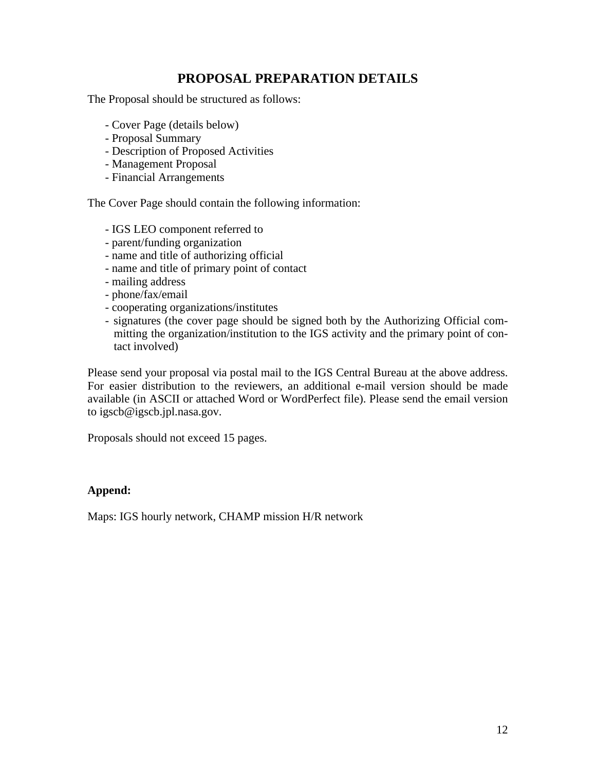## PROPOSAL PREPARATION DETAILS

The Proposal should be structured as follows:

- Cover Page (details below)
- Proposal Summary
- Description of Proposed Activities
- Management Proposal
- Financial Arrangements

The Cover Page should contain the following information:

- IGS LEO component referred to
- parent/funding organization
- name and title of authorizing official
- name and title of primary point of contact
- mailing address
- phone/fax/email
- cooperating organizations/institutes
- signatures (the cover page should be signed both by the Authorizing Official committing the organization/institution to the IGS activity and the primary point of contact involved)

Please send your proposal via postal mail to the IGS Central Bureau at the above address. For easier distribution to the reviewers, an additional e-mail version should be made available (in ASCII or attached Word or WordPerfect file). Please send the email version to igscb@igscb.jpl.nasa.gov.

Proposals should not exceed 15 pages.

**Append:**

Maps: IGS hourly network, CHAMP mission H/R network